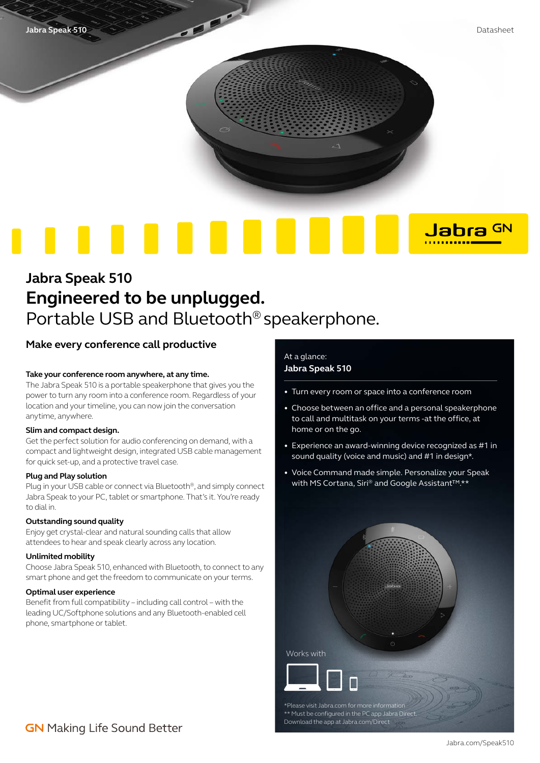# Jabra Speak 510

## Engineered to be unplugged.

Portable USB and Bluetooth® speakerphone.

### Make every conference call productive

**Take your conference room anywhere, at any time.**
The Jabra Speak 510 is a portable speakerphone that gives you the power to turn any room into a conference room. Regardless of your location and your timeline, you can now join the conversation anytime, anywhere.

**Slim and compact design.**
Get the perfect solution for audio conferencing on demand, with a compact and lightweight design, integrated USB cable management for quick set-up, and a protective travel case.

**Plug and Play solution**
Plug in your USB cable or connect via Bluetooth®, and simply connect Jabra Speak to your PC, tablet or smartphone. That's it. You're ready to dial in.

**Outstanding sound quality**
Enjoy get crystal-clear and natural sounding calls that allow attendees to hear and speak clearly across any location.

**Unlimited mobility**
Choose Jabra Speak 510, enhanced with Bluetooth, to connect to any smart phone and get the freedom to communicate on your terms.

**Optimal user experience**
Benefit from full compatibility – including call control – with the leading UC/Softphone solutions and any Bluetooth-enabled cell phone, smartphone or tablet.

At a glance:
**Jabra Speak 510**

- Turn every room or space into a conference room
- Choose between an office and a personal speakerphone to call and multitask on your terms -at the office, at home or on the go.
- Experience an award-winning device recognized as #1 in sound quality (voice and music) and #1 in design*.
- Voice Command made simple. Personalize your Speak with MS Cortana, Siri® and Google Assistant™.**

Works with

*Please visit Jabra.com for more information
** Must be configured in the PC app Jabra Direct.
Download the app at Jabra.com/Direct

GN Making Life Sound Better

Jabra.com/Speak510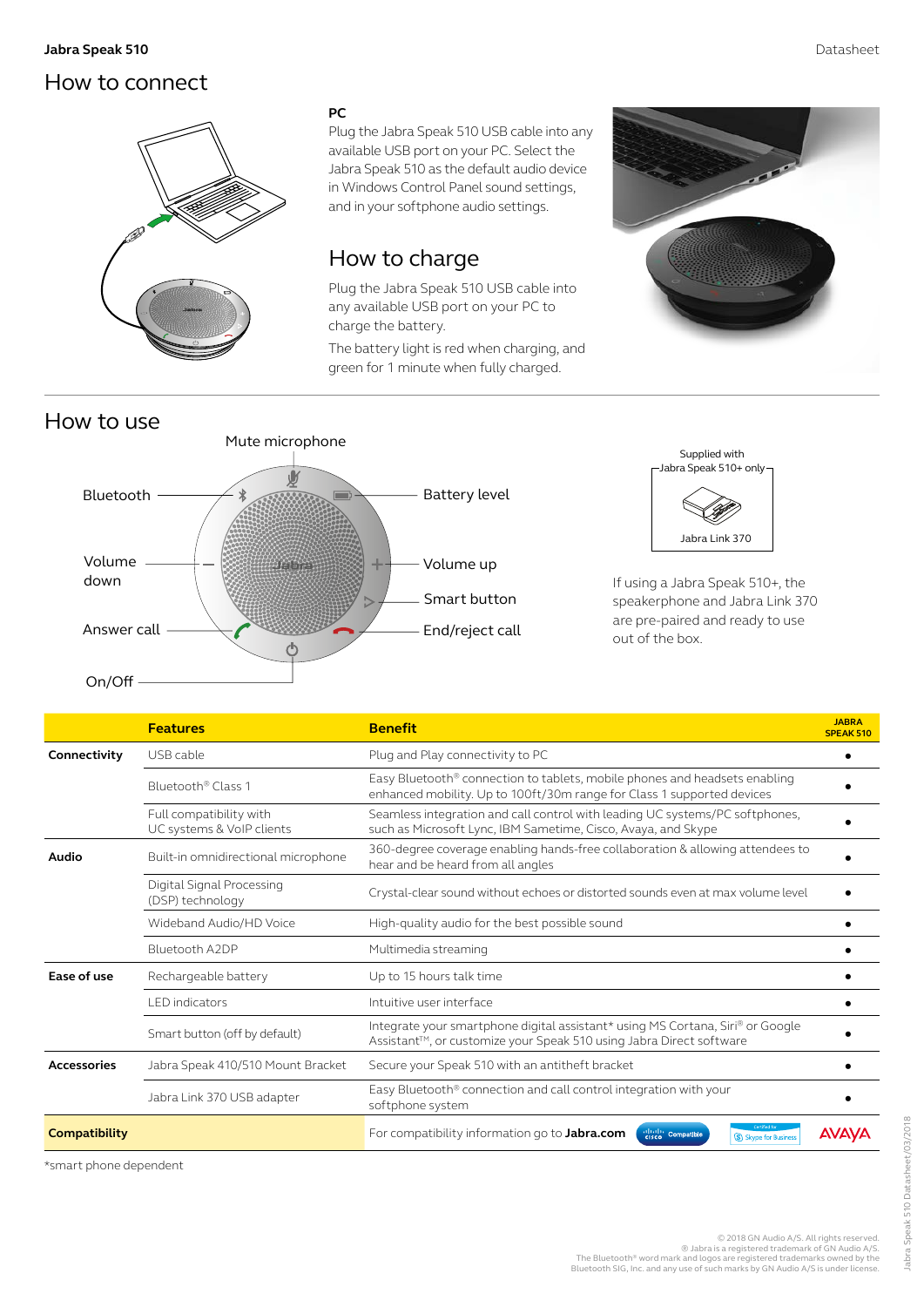# How to connect

**PC**

Plug the Jabra Speak 510 USB cable into any available USB port on your PC. Select the Jabra Speak 510 as the default audio device in Windows Control Panel sound settings, and in your softphone audio settings.

## How to charge

Plug the Jabra Speak 510 USB cable into any available USB port on your PC to charge the battery.

The battery light is red when charging, and green for 1 minute when fully charged.

# How to use

Mute microphone

Bluetooth

Battery level

Volume down

Volume up

Smart button

Answer call

End/reject call

On/Off

Supplied with Jabra Speak 510+ only

Jabra Link 370

If using a Jabra Speak 510+, the speakerphone and Jabra Link 370 are pre-paired and ready to use out of the box.

| | Features | Benefit | JABRA SPEAK 510 |
|---|---|---|---|
| **Connectivity** | USB cable | Plug and Play connectivity to PC | • |
| | Bluetooth® Class 1 | Easy Bluetooth® connection to tablets, mobile phones and headsets enabling enhanced mobility. Up to 100ft/30m range for Class 1 supported devices | • |
| | Full compatibility with UC systems & VoIP clients | Seamless integration and call control with leading UC systems/PC softphones, such as Microsoft Lync, IBM Sametime, Cisco, Avaya, and Skype | • |
| **Audio** | Built-in omnidirectional microphone | 360-degree coverage enabling hands-free collaboration & allowing attendees to hear and be heard from all angles | • |
| | Digital Signal Processing (DSP) technology | Crystal-clear sound without echoes or distorted sounds even at max volume level | • |
| | Wideband Audio/HD Voice | High-quality audio for the best possible sound | • |
| | Bluetooth A2DP | Multimedia streaming | • |
| **Ease of use** | Rechargeable battery | Up to 15 hours talk time | • |
| | LED indicators | Intuitive user interface | • |
| | Smart button (off by default) | Integrate your smartphone digital assistant* using MS Cortana, Siri® or Google Assistant™, or customize your Speak 510 using Jabra Direct software | • |
| **Accessories** | Jabra Speak 410/510 Mount Bracket | Secure your Speak 510 with an antitheft bracket | • |
| | Jabra Link 370 USB adapter | Easy Bluetooth® connection and call control integration with your softphone system | • |
| **Compatibility** | | For compatibility information go to **Jabra.com** Cisco Compatible, Certified for Skype for Business, AVAYA | |

*smart phone dependent

© 2018 GN Audio A/S. All rights reserved.
® Jabra is a registered trademark of GN Audio A/S.
The Bluetooth® word mark and logos are registered trademarks owned by the Bluetooth SIG, Inc. and any use of such marks by GN Audio A/S is under license.

Jabra Speak 510 Datasheet/03/2018